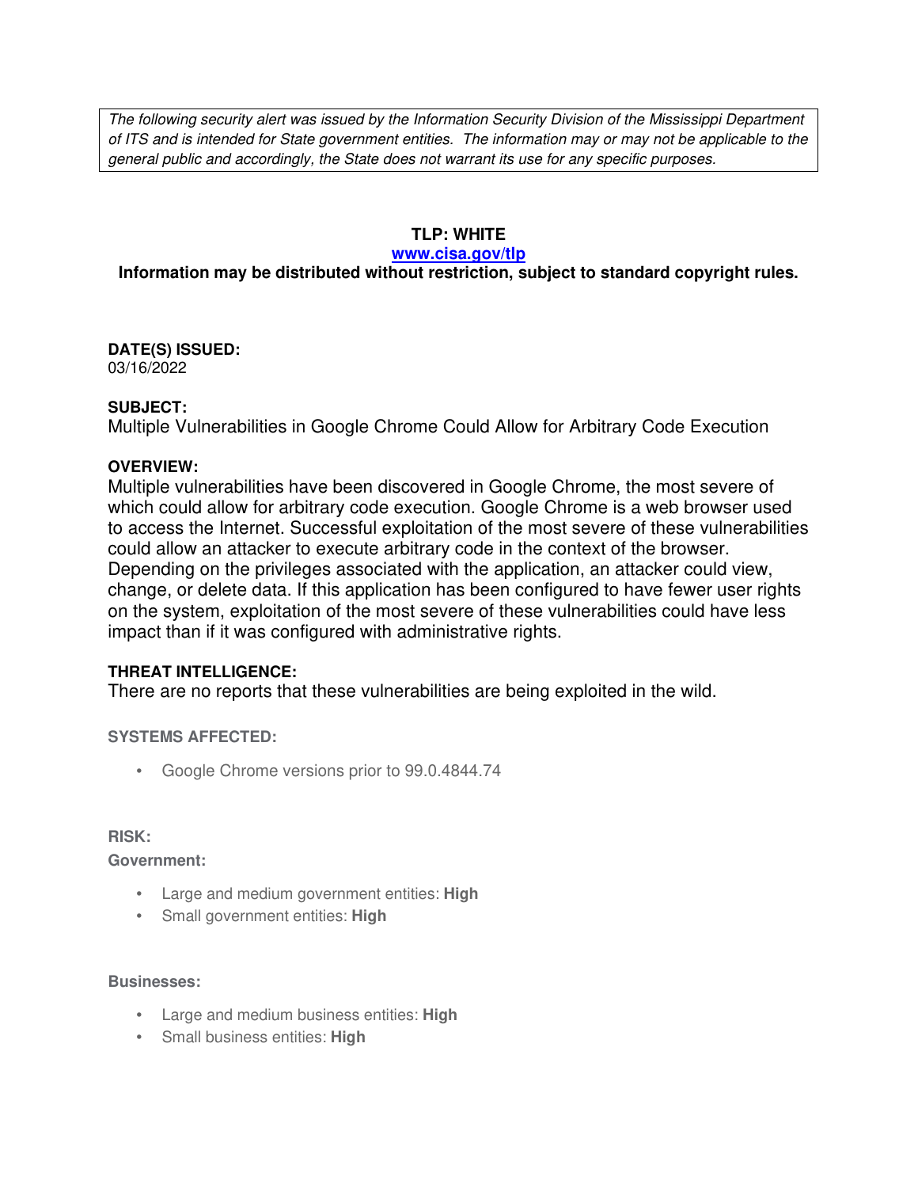*The following security alert was issued by the Information Security Division of the Mississippi Department of ITS and is intended for State government entities. The information may or may not be applicable to the general public and accordingly, the State does not warrant its use for any specific purposes.*

**TLP: WHITE**

**[www.cisa.gov/tlp](www.cisa.gov/tlp)**

**Information may be distributed without restriction, subject to standard copyright rules.**

**DATE(S) ISSUED:**

03/16/2022

**SUBJECT:**

Multiple Vulnerabilities in Google Chrome Could Allow for Arbitrary Code Execution

**OVERVIEW:**

Multiple vulnerabilities have been discovered in Google Chrome, the most severe of which could allow for arbitrary code execution. Google Chrome is a web browser used to access the Internet. Successful exploitation of the most severe of these vulnerabilities could allow an attacker to execute arbitrary code in the context of the browser. Depending on the privileges associated with the application, an attacker could view, change, or delete data. If this application has been configured to have fewer user rights on the system, exploitation of the most severe of these vulnerabilities could have less impact than if it was configured with administrative rights.

**THREAT INTELLIGENCE:**

There are no reports that these vulnerabilities are being exploited in the wild.

**SYSTEMS AFFECTED:**

- Google Chrome versions prior to 99.0.4844.74

**RISK:**

**Government:**

- Large and medium government entities: **High**
- Small government entities: **High**

**Businesses:**

- Large and medium business entities: **High**
- Small business entities: **High**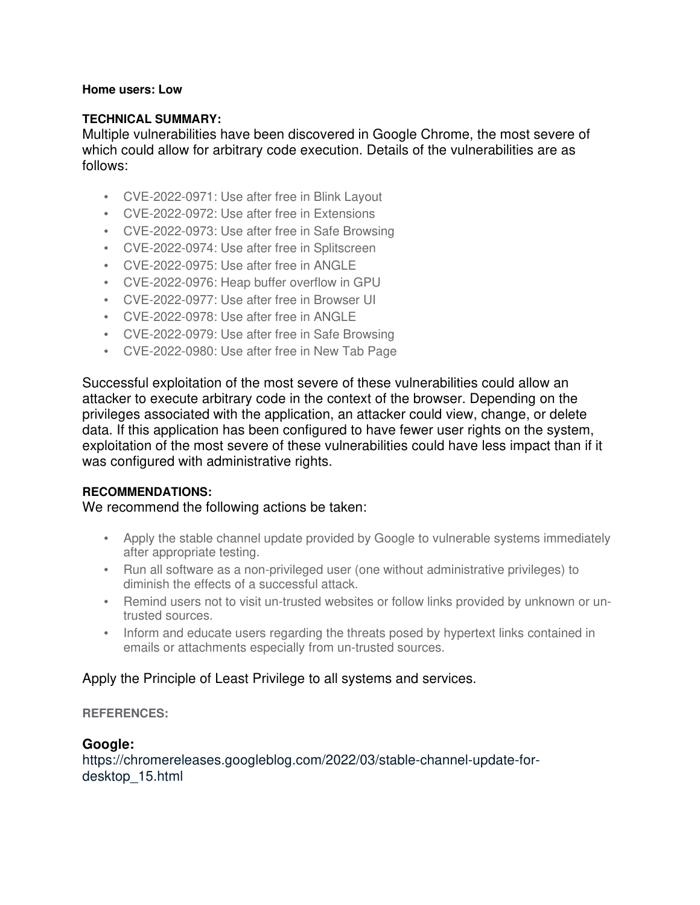**Home users: Low**

**TECHNICAL SUMMARY:**

Multiple vulnerabilities have been discovered in Google Chrome, the most severe of which could allow for arbitrary code execution. Details of the vulnerabilities are as follows:

- CVE-2022-0971: Use after free in Blink Layout
- CVE-2022-0972: Use after free in Extensions
- CVE-2022-0973: Use after free in Safe Browsing
- CVE-2022-0974: Use after free in Splitscreen
- CVE-2022-0975: Use after free in ANGLE
- CVE-2022-0976: Heap buffer overflow in GPU
- CVE-2022-0977: Use after free in Browser UI
- CVE-2022-0978: Use after free in ANGLE
- CVE-2022-0979: Use after free in Safe Browsing
- CVE-2022-0980: Use after free in New Tab Page

Successful exploitation of the most severe of these vulnerabilities could allow an attacker to execute arbitrary code in the context of the browser. Depending on the privileges associated with the application, an attacker could view, change, or delete data. If this application has been configured to have fewer user rights on the system, exploitation of the most severe of these vulnerabilities could have less impact than if it was configured with administrative rights.

**RECOMMENDATIONS:**

We recommend the following actions be taken:

- Apply the stable channel update provided by Google to vulnerable systems immediately after appropriate testing.
- Run all software as a non-privileged user (one without administrative privileges) to diminish the effects of a successful attack.
- Remind users not to visit un-trusted websites or follow links provided by unknown or un-trusted sources.
- Inform and educate users regarding the threats posed by hypertext links contained in emails or attachments especially from un-trusted sources.

Apply the Principle of Least Privilege to all systems and services.

**REFERENCES:**

**Google:**

https://chromereleases.googleblog.com/2022/03/stable-channel-update-for-desktop_15.html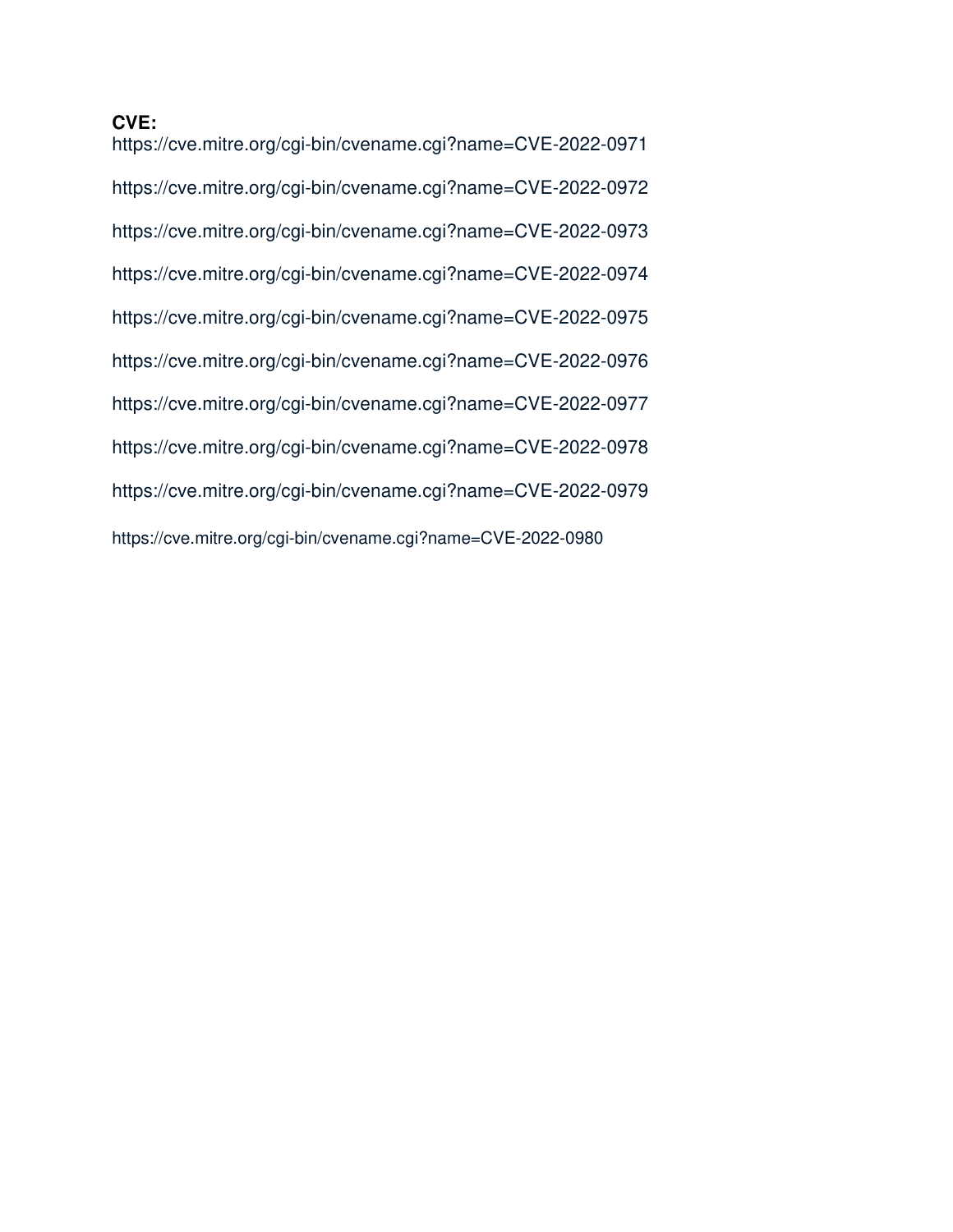**CVE:**

https://cve.mitre.org/cgi-bin/cvename.cgi?name=CVE-2022-0971

https://cve.mitre.org/cgi-bin/cvename.cgi?name=CVE-2022-0972

https://cve.mitre.org/cgi-bin/cvename.cgi?name=CVE-2022-0973

https://cve.mitre.org/cgi-bin/cvename.cgi?name=CVE-2022-0974

https://cve.mitre.org/cgi-bin/cvename.cgi?name=CVE-2022-0975

https://cve.mitre.org/cgi-bin/cvename.cgi?name=CVE-2022-0976

https://cve.mitre.org/cgi-bin/cvename.cgi?name=CVE-2022-0977

https://cve.mitre.org/cgi-bin/cvename.cgi?name=CVE-2022-0978

https://cve.mitre.org/cgi-bin/cvename.cgi?name=CVE-2022-0979

https://cve.mitre.org/cgi-bin/cvename.cgi?name=CVE-2022-0980